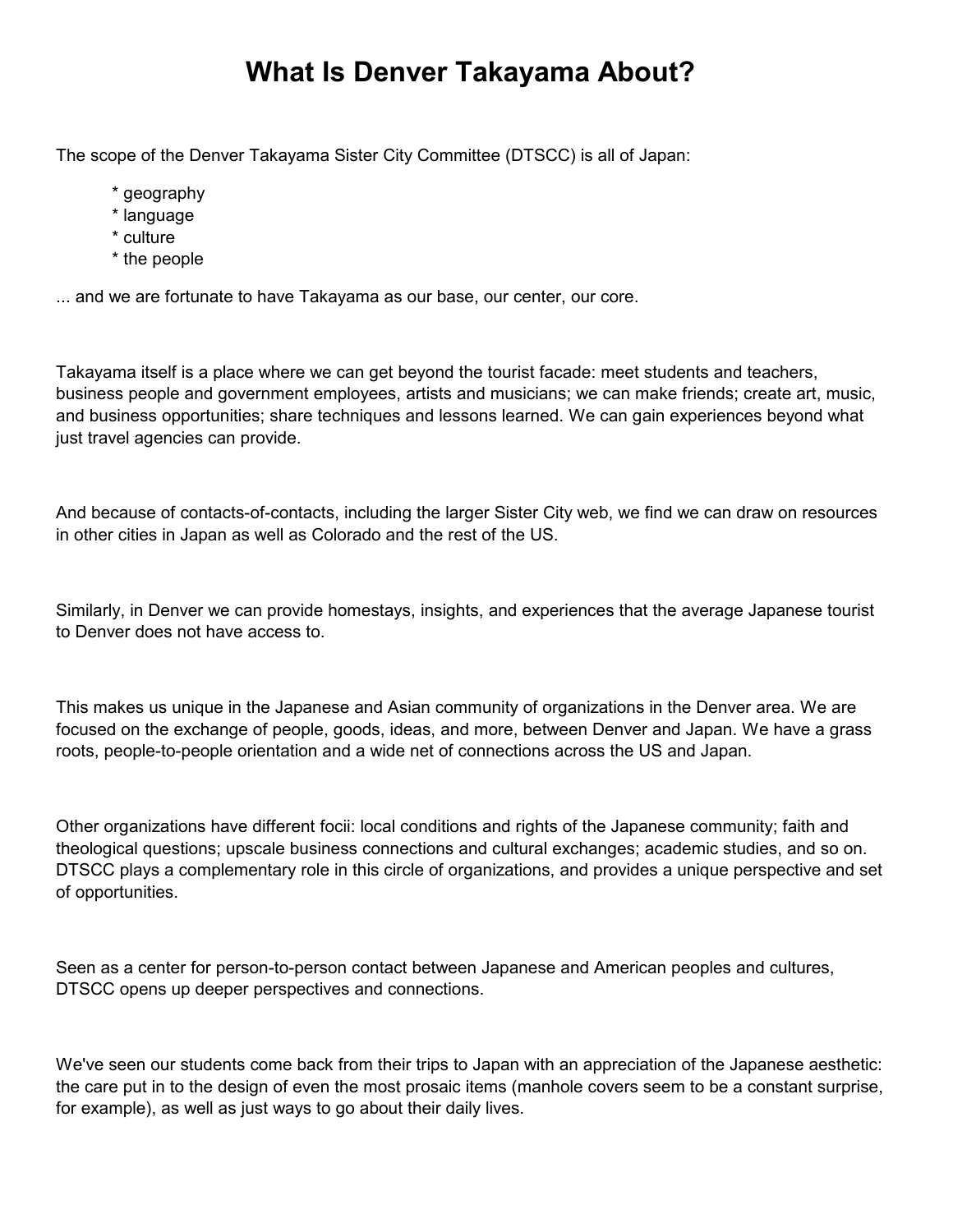# What Is Denver Takayama About?

The scope of the Denver Takayama Sister City Committee (DTSCC) is all of Japan:

* geography
* language
* culture
* the people

... and we are fortunate to have Takayama as our base, our center, our core.

Takayama itself is a place where we can get beyond the tourist facade: meet students and teachers, business people and government employees, artists and musicians; we can make friends; create art, music, and business opportunities; share techniques and lessons learned. We can gain experiences beyond what just travel agencies can provide.

And because of contacts-of-contacts, including the larger Sister City web, we find we can draw on resources in other cities in Japan as well as Colorado and the rest of the US.

Similarly, in Denver we can provide homestays, insights, and experiences that the average Japanese tourist to Denver does not have access to.

This makes us unique in the Japanese and Asian community of organizations in the Denver area. We are focused on the exchange of people, goods, ideas, and more, between Denver and Japan. We have a grass roots, people-to-people orientation and a wide net of connections across the US and Japan.

Other organizations have different focii: local conditions and rights of the Japanese community; faith and theological questions; upscale business connections and cultural exchanges; academic studies, and so on. DTSCC plays a complementary role in this circle of organizations, and provides a unique perspective and set of opportunities.

Seen as a center for person-to-person contact between Japanese and American peoples and cultures, DTSCC opens up deeper perspectives and connections.

We've seen our students come back from their trips to Japan with an appreciation of the Japanese aesthetic: the care put in to the design of even the most prosaic items (manhole covers seem to be a constant surprise, for example), as well as just ways to go about their daily lives.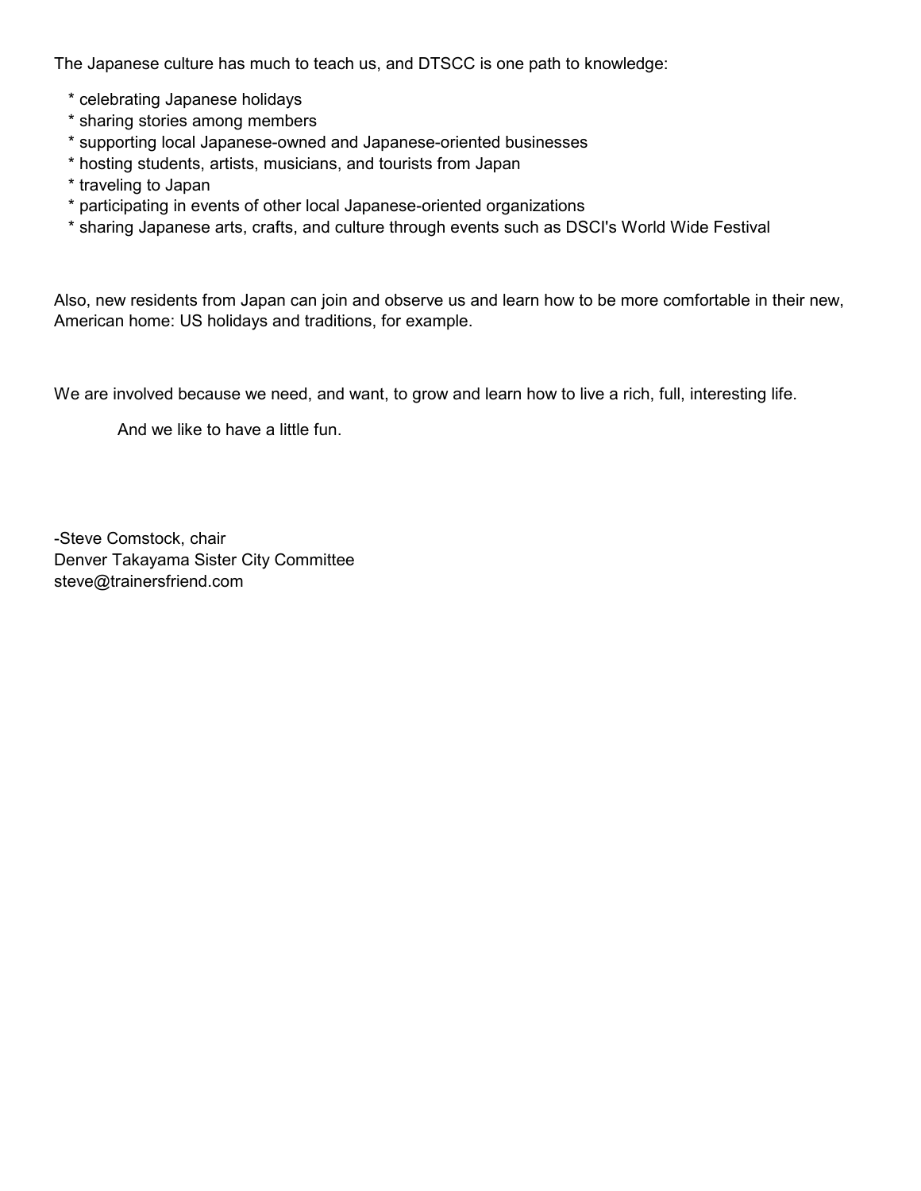The Japanese culture has much to teach us, and DTSCC is one path to knowledge:

* celebrating Japanese holidays
* sharing stories among members
* supporting local Japanese-owned and Japanese-oriented businesses
* hosting students, artists, musicians, and tourists from Japan
* traveling to Japan
* participating in events of other local Japanese-oriented organizations
* sharing Japanese arts, crafts, and culture through events such as DSCI's World Wide Festival

Also, new residents from Japan can join and observe us and learn how to be more comfortable in their new, American home: US holidays and traditions, for example.

We are involved because we need, and want, to grow and learn how to live a rich, full, interesting life.

And we like to have a little fun.

-Steve Comstock, chair
Denver Takayama Sister City Committee
steve@trainersfriend.com